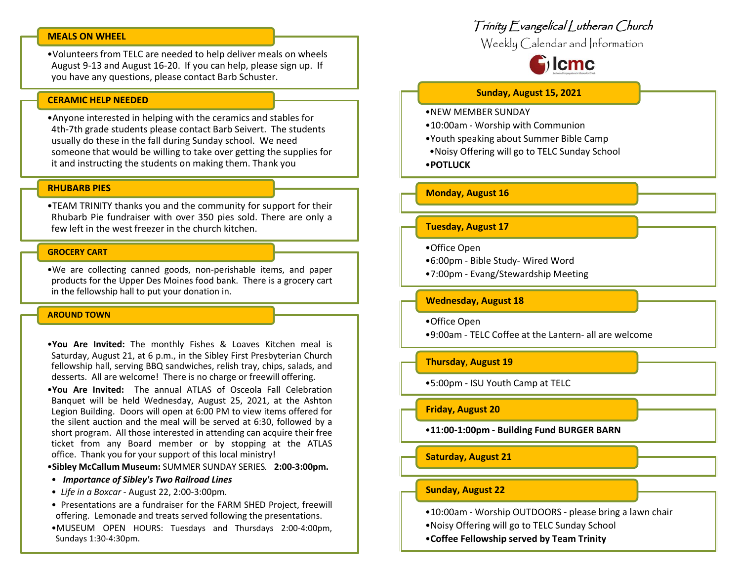## MEALS ON WHEEL

- Volunteers from TELC are needed to help deliver meals on wheels August 9-13 and August 16-20. If you can help, please sign up. If you have any questions, please contact Barb Schuster.

## CERAMIC HELP NEEDED

- Anyone interested in helping with the ceramics and stables for 4th-7th grade students please contact Barb Seivert. The students usually do these in the fall during Sunday school. We need someone that would be willing to take over getting the supplies for it and instructing the students on making them. Thank you

## RHUBARB PIES

- TEAM TRINITY thanks you and the community for support for their Rhubarb Pie fundraiser with over 350 pies sold. There are only a few left in the west freezer in the church kitchen.

## GROCERY CART

- We are collecting canned goods, non-perishable items, and paper products for the Upper Des Moines food bank. There is a grocery cart in the fellowship hall to put your donation in.

## AROUND TOWN

- **You Are Invited:** The monthly Fishes & Loaves Kitchen meal is Saturday, August 21, at 6 p.m., in the Sibley First Presbyterian Church fellowship hall, serving BBQ sandwiches, relish tray, chips, salads, and desserts. All are welcome! There is no charge or freewill offering.
- **You Are Invited:** The annual ATLAS of Osceola Fall Celebration Banquet will be held Wednesday, August 25, 2021, at the Ashton Legion Building. Doors will open at 6:00 PM to view items offered for the silent auction and the meal will be served at 6:30, followed by a short program. All those interested in attending can acquire their free ticket from any Board member or by stopping at the ATLAS office. Thank you for your support of this local ministry!
- **Sibley McCallum Museum:** SUMMER SUNDAY SERIES. **2:00-3:00pm.**
  - ***Importance of Sibley's Two Railroad Lines***
  - *Life in a Boxcar* - August 22, 2:00-3:00pm.
  - Presentations are a fundraiser for the FARM SHED Project, freewill offering. Lemonade and treats served following the presentations.
- MUSEUM OPEN HOURS: Tuesdays and Thursdays 2:00-4:00pm, Sundays 1:30-4:30pm.

# Trinity Evangelical Lutheran Church

Weekly Calendar and Information

lcmc

## Sunday, August 15, 2021

- NEW MEMBER SUNDAY
- 10:00am - Worship with Communion
- Youth speaking about Summer Bible Camp
- Noisy Offering will go to TELC Sunday School
- **POTLUCK**

## Monday, August 16

## Tuesday, August 17

- Office Open
- 6:00pm - Bible Study- Wired Word
- 7:00pm - Evang/Stewardship Meeting

## Wednesday, August 18

- Office Open
- 9:00am - TELC Coffee at the Lantern- all are welcome

## Thursday, August 19

- 5:00pm - ISU Youth Camp at TELC

## Friday, August 20

- **11:00-1:00pm - Building Fund BURGER BARN**

## Saturday, August 21

## Sunday, August 22

- 10:00am - Worship OUTDOORS - please bring a lawn chair
- Noisy Offering will go to TELC Sunday School
- **Coffee Fellowship served by Team Trinity**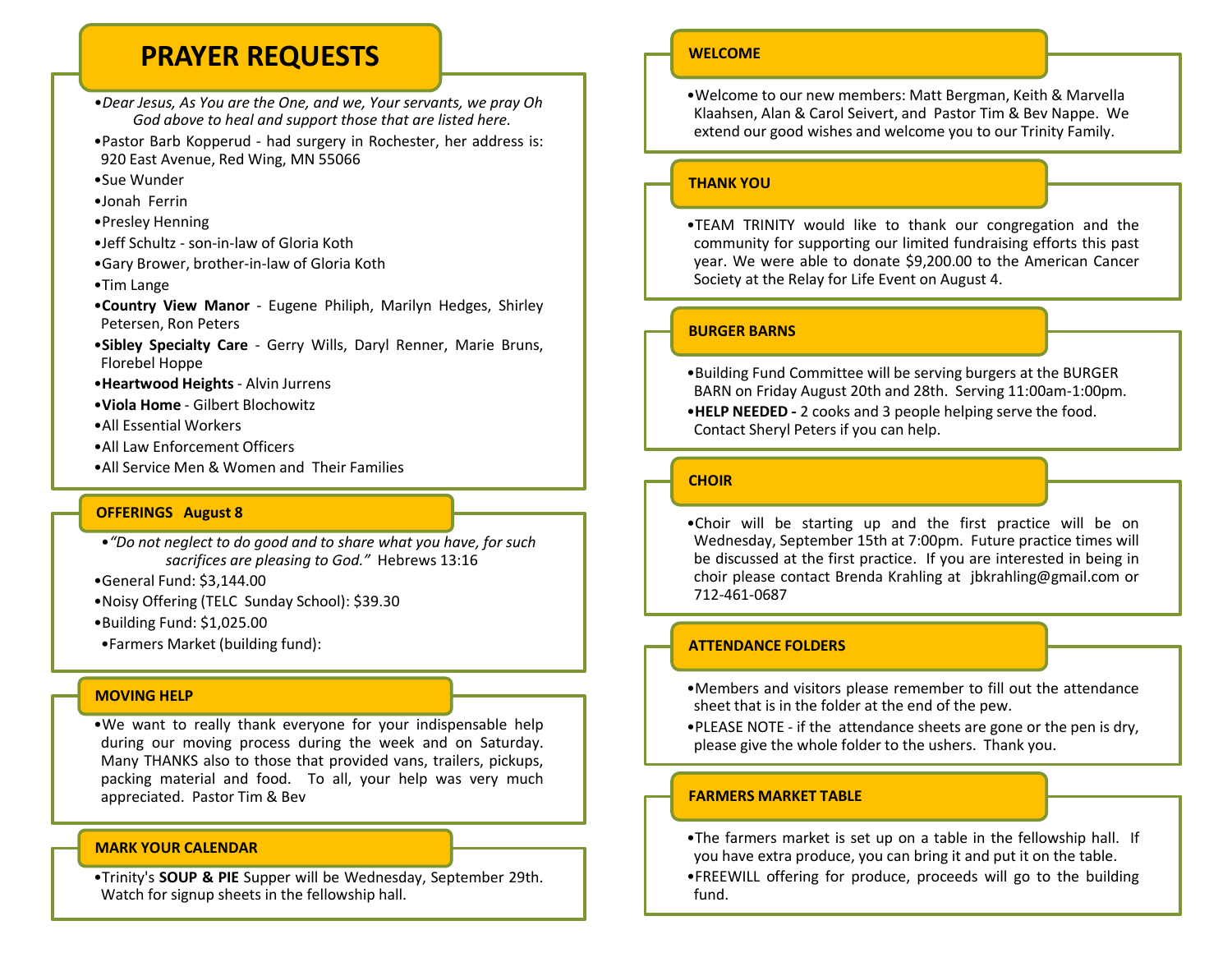# PRAYER REQUESTS

- *Dear Jesus, As You are the One, and we, Your servants, we pray Oh God above to heal and support those that are listed here.*
- Pastor Barb Kopperud - had surgery in Rochester, her address is: 920 East Avenue, Red Wing, MN 55066
- Sue Wunder
- Jonah Ferrin
- Presley Henning
- Jeff Schultz - son-in-law of Gloria Koth
- Gary Brower, brother-in-law of Gloria Koth
- Tim Lange
- **Country View Manor** - Eugene Philiph, Marilyn Hedges, Shirley Petersen, Ron Peters
- **Sibley Specialty Care** - Gerry Wills, Daryl Renner, Marie Bruns, Florebel Hoppe
- **Heartwood Heights** - Alvin Jurrens
- **Viola Home** - Gilbert Blochowitz
- All Essential Workers
- All Law Enforcement Officers
- All Service Men & Women and Their Families

## OFFERINGS August 8

- *"Do not neglect to do good and to share what you have, for such sacrifices are pleasing to God."* Hebrews 13:16
- General Fund: $3,144.00
- Noisy Offering (TELC Sunday School): $39.30
- Building Fund: $1,025.00
- Farmers Market (building fund):

## MOVING HELP

- We want to really thank everyone for your indispensable help during our moving process during the week and on Saturday. Many THANKS also to those that provided vans, trailers, pickups, packing material and food. To all, your help was very much appreciated. Pastor Tim & Bev

## MARK YOUR CALENDAR

- Trinity's **SOUP & PIE** Supper will be Wednesday, September 29th. Watch for signup sheets in the fellowship hall.

## WELCOME

- Welcome to our new members: Matt Bergman, Keith & Marvella Klaahsen, Alan & Carol Seivert, and Pastor Tim & Bev Nappe. We extend our good wishes and welcome you to our Trinity Family.

## THANK YOU

- TEAM TRINITY would like to thank our congregation and the community for supporting our limited fundraising efforts this past year. We were able to donate $9,200.00 to the American Cancer Society at the Relay for Life Event on August 4.

## BURGER BARNS

- Building Fund Committee will be serving burgers at the BURGER BARN on Friday August 20th and 28th. Serving 11:00am-1:00pm.
- **HELP NEEDED -** 2 cooks and 3 people helping serve the food. Contact Sheryl Peters if you can help.

## CHOIR

- Choir will be starting up and the first practice will be on Wednesday, September 15th at 7:00pm. Future practice times will be discussed at the first practice. If you are interested in being in choir please contact Brenda Krahling at jbkrahling@gmail.com or 712-461-0687

## ATTENDANCE FOLDERS

- Members and visitors please remember to fill out the attendance sheet that is in the folder at the end of the pew.
- PLEASE NOTE - if the attendance sheets are gone or the pen is dry, please give the whole folder to the ushers. Thank you.

## FARMERS MARKET TABLE

- The farmers market is set up on a table in the fellowship hall. If you have extra produce, you can bring it and put it on the table.
- FREEWILL offering for produce, proceeds will go to the building fund.